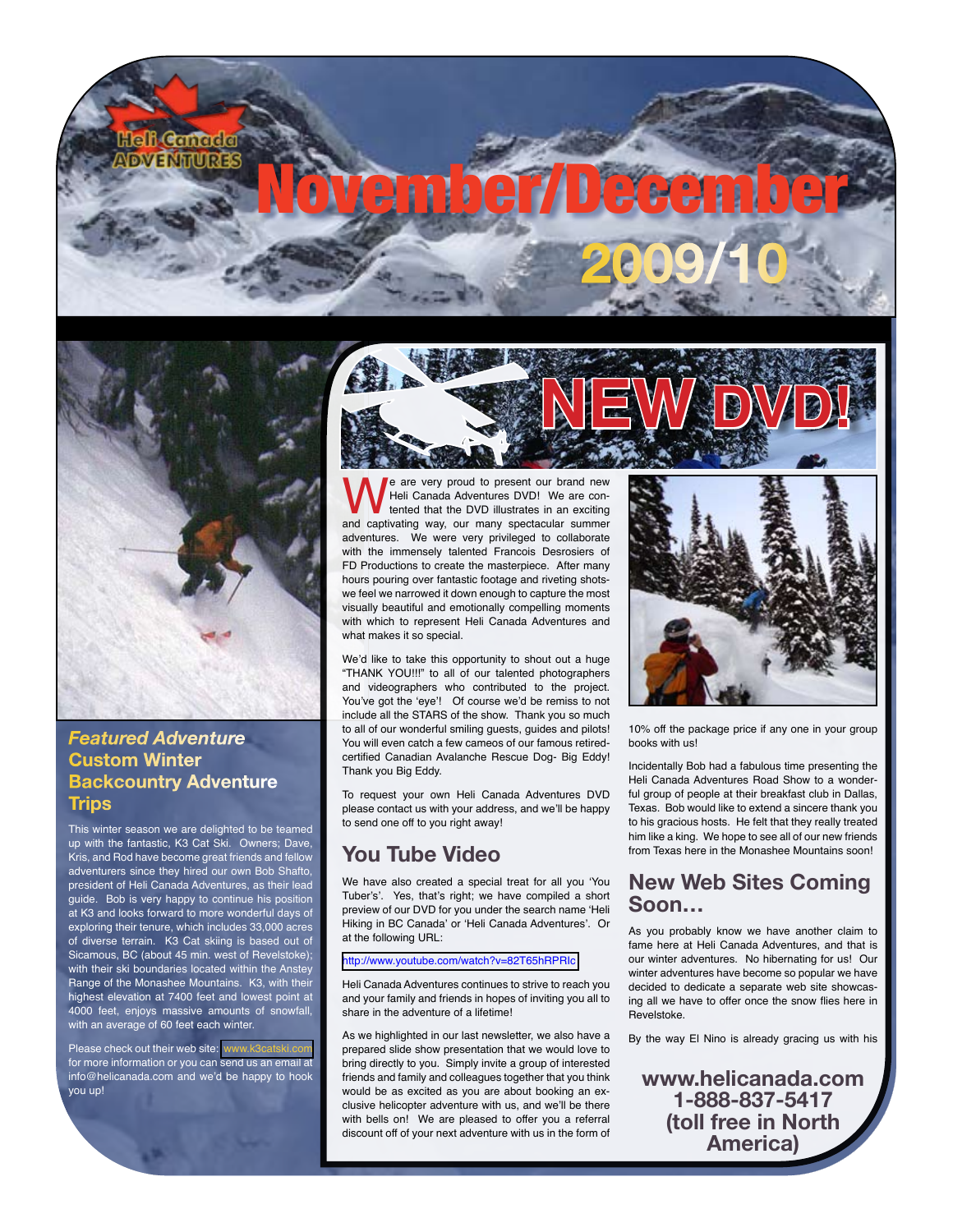Heli Canada ADVENTURES

# November/December 2009/10

## Featured Adventure Custom Winter Backcountry Adventure Trips

This winter season we are delighted to be teamed up with the fantastic, K3 Cat Ski. Owners; Dave, Kris, and Rod have become great friends and fellow adventurers since they hired our own Bob Shafto, president of Heli Canada Adventures, as their lead guide. Bob is very happy to continue his position at K3 and looks forward to more wonderful days of exploring their tenure, which includes 33,000 acres of diverse terrain. K3 Cat skiing is based out of Sicamous, BC (about 45 min. west of Revelstoke); with their ski boundaries located within the Anstey Range of the Monashee Mountains. K3, with their highest elevation at 7400 feet and lowest point at 4000 feet, enjoys massive amounts of snowfall, with an average of 60 feet each winter.

Please check out their web site: www.k3catski.com for more information or you can send us an email at info@helicanada.com and we'd be happy to hook you up!

## NEW DVD!

We are very proud to present our brand new Heli Canada Adventures DVD! We are contented that the DVD illustrates in an exciting and captivating way, our many spectacular summer adventures. We were very privileged to collaborate with the immensely talented Francois Desrosiers of FD Productions to create the masterpiece. After many hours pouring over fantastic footage and riveting shots-we feel we narrowed it down enough to capture the most visually beautiful and emotionally compelling moments with which to represent Heli Canada Adventures and what makes it so special.

We'd like to take this opportunity to shout out a huge "THANK YOU!!!" to all of our talented photographers and videographers who contributed to the project. You've got the 'eye'! Of course we'd be remiss to not include all the STARS of the show. Thank you so much to all of our wonderful smiling guests, guides and pilots! You will even catch a few cameos of our famous retired-certified Canadian Avalanche Rescue Dog- Big Eddy! Thank you Big Eddy.

To request your own Heli Canada Adventures DVD please contact us with your address, and we'll be happy to send one off to you right away!

## You Tube Video

We have also created a special treat for all you 'You Tuber's'. Yes, that's right; we have compiled a short preview of our DVD for you under the search name 'Heli Hiking in BC Canada' or 'Heli Canada Adventures'. Or at the following URL:

http://www.youtube.com/watch?v=82T65hRPRIc

Heli Canada Adventures continues to strive to reach you and your family and friends in hopes of inviting you all to share in the adventure of a lifetime!

As we highlighted in our last newsletter, we also have a prepared slide show presentation that we would love to bring directly to you. Simply invite a group of interested friends and family and colleagues together that you think would be as excited as you are about booking an exclusive helicopter adventure with us, and we'll be there with bells on! We are pleased to offer you a referral discount off of your next adventure with us in the form of 10% off the package price if any one in your group books with us!

Incidentally Bob had a fabulous time presenting the Heli Canada Adventures Road Show to a wonderful group of people at their breakfast club in Dallas, Texas. Bob would like to extend a sincere thank you to his gracious hosts. He felt that they really treated him like a king. We hope to see all of our new friends from Texas here in the Monashee Mountains soon!

## New Web Sites Coming Soon…

As you probably know we have another claim to fame here at Heli Canada Adventures, and that is our winter adventures. No hibernating for us! Our winter adventures have become so popular we have decided to dedicate a separate web site showcasing all we have to offer once the snow flies here in Revelstoke.

By the way El Nino is already gracing us with his

**www.helicanada.com**
**1-888-837-5417**
**(toll free in North America)**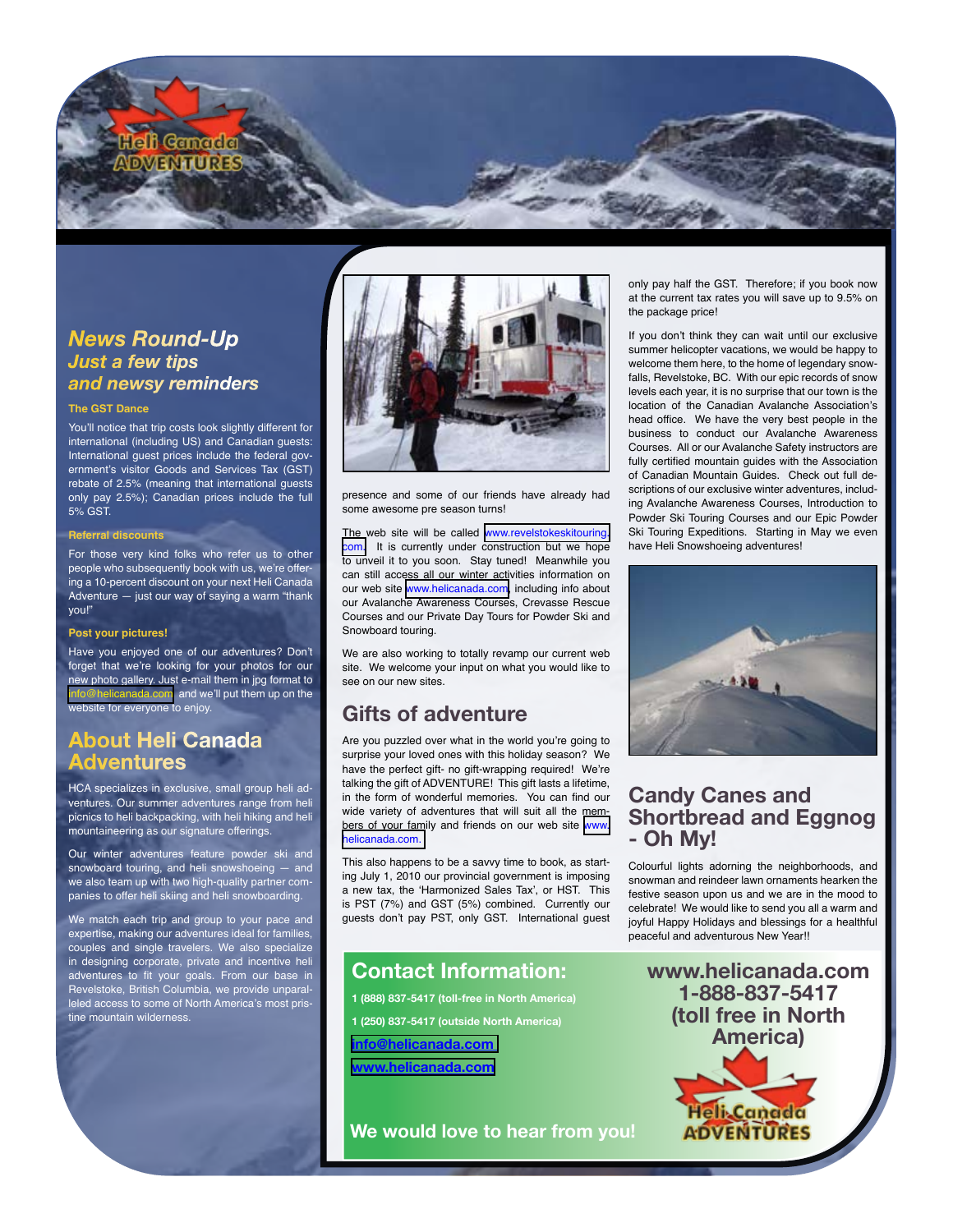## News Round-Up

### *Just a few tips and newsy reminders*

**The GST Dance**

You'll notice that trip costs look slightly different for international (including US) and Canadian guests: International guest prices include the federal government's visitor Goods and Services Tax (GST) rebate of 2.5% (meaning that international guests only pay 2.5%); Canadian prices include the full 5% GST.

**Referral discounts**

For those very kind folks who refer us to other people who subsequently book with us, we're offering a 10-percent discount on your next Heli Canada Adventure — just our way of saying a warm "thank you!"

**Post your pictures!**

Have you enjoyed one of our adventures? Don't forget that we're looking for your photos for our new photo gallery. Just e-mail them in jpg format to info@helicanada.com and we'll put them up on the website for everyone to enjoy.

## About Heli Canada Adventures

HCA specializes in exclusive, small group heli adventures. Our summer adventures range from heli picnics to heli backpacking, with heli hiking and heli mountaineering as our signature offerings.

Our winter adventures feature powder ski and snowboard touring, and heli snowshoeing — and we also team up with two high-quality partner companies to offer heli skiing and heli snowboarding.

We match each trip and group to your pace and expertise, making our adventures ideal for families, couples and single travelers. We also specialize in designing corporate, private and incentive heli adventures to fit your goals. From our base in Revelstoke, British Columbia, we provide unparalleled access to some of North America's most pristine mountain wilderness.

presence and some of our friends have already had some awesome pre season turns!

The web site will be called www.revelstokeskitouring.com. It is currently under construction but we hope to unveil it to you soon. Stay tuned! Meanwhile you can still access all our winter activities information on our web site www.helicanada.com including info about our Avalanche Awareness Courses, Crevasse Rescue Courses and our Private Day Tours for Powder Ski and Snowboard touring.

We are also working to totally revamp our current web site. We welcome your input on what you would like to see on our new sites.

## Gifts of adventure

Are you puzzled over what in the world you're going to surprise your loved ones with this holiday season? We have the perfect gift- no gift-wrapping required! We're talking the gift of ADVENTURE! This gift lasts a lifetime, in the form of wonderful memories. You can find our wide variety of adventures that will suit all the members of your family and friends on our web site www.helicanada.com.

This also happens to be a savvy time to book, as starting July 1, 2010 our provincial government is imposing a new tax, the 'Harmonized Sales Tax', or HST. This is PST (7%) and GST (5%) combined. Currently our guests don't pay PST, only GST. International guest only pay half the GST. Therefore; if you book now at the current tax rates you will save up to 9.5% on the package price!

If you don't think they can wait until our exclusive summer helicopter vacations, we would be happy to welcome them here, to the home of legendary snowfalls, Revelstoke, BC. With our epic records of snow levels each year, it is no surprise that our town is the location of the Canadian Avalanche Association's head office. We have the very best people in the business to conduct our Avalanche Awareness Courses. All or our Avalanche Safety instructors are fully certified mountain guides with the Association of Canadian Mountain Guides. Check out full descriptions of our exclusive winter adventures, including Avalanche Awareness Courses, Introduction to Powder Ski Touring Courses and our Epic Powder Ski Touring Expeditions. Starting in May we even have Heli Snowshoeing adventures!

## Candy Canes and Shortbread and Eggnog - Oh My!

Colourful lights adorning the neighborhoods, and snowman and reindeer lawn ornaments hearken the festive season upon us and we are in the mood to celebrate! We would like to send you all a warm and joyful Happy Holidays and blessings for a healthful peaceful and adventurous New Year!!

## Contact Information:

**1 (888) 837-5417 (toll-free in North America)**

**1 (250) 837-5417 (outside North America)**

**info@helicanada.com**

**www.helicanada.com**

**We would love to hear from you!**

**www.helicanada.com**
**1-888-837-5417**
**(toll free in North America)**